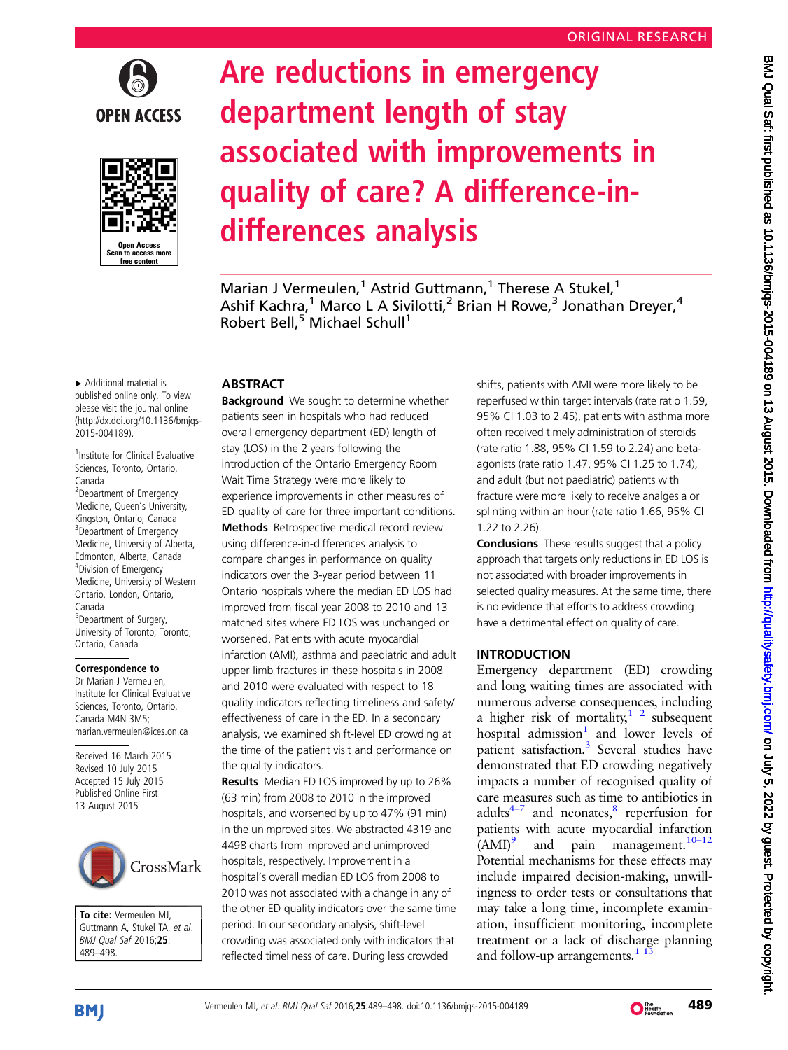ORIGINAL RESEARCH

# Are reductions in emergency department length of stay associated with improvements in quality of care? A difference-in-differences analysis

Marian J Vermeulen,[1] Astrid Guttmann,[1] Therese A Stukel,[1] Ashif Kachra,[1] Marco L A Sivilotti,[2] Brian H Rowe,[3] Jonathan Dreyer,[4] Robert Bell,[5] Michael Schull[1]

► Additional material is published online only. To view please visit the journal online (http://dx.doi.org/10.1136/bmjqs-2015-004189).

[1]Institute for Clinical Evaluative Sciences, Toronto, Ontario, Canada
[2]Department of Emergency Medicine, Queen's University, Kingston, Ontario, Canada
[3]Department of Emergency Medicine, University of Alberta, Edmonton, Alberta, Canada
[4]Division of Emergency Medicine, University of Western Ontario, London, Ontario, Canada
[5]Department of Surgery, University of Toronto, Toronto, Ontario, Canada

**Correspondence to**
Dr Marian J Vermeulen, Institute for Clinical Evaluative Sciences, Toronto, Ontario, Canada M4N 3M5; marian.vermeulen@ices.on.ca

Received 16 March 2015
Revised 10 July 2015
Accepted 15 July 2015
Published Online First 13 August 2015

**To cite:** Vermeulen MJ, Guttmann A, Stukel TA, *et al*. *BMJ Qual Saf* 2016;**25**:489–498.

## ABSTRACT

**Background** We sought to determine whether patients seen in hospitals who had reduced overall emergency department (ED) length of stay (LOS) in the 2 years following the introduction of the Ontario Emergency Room Wait Time Strategy were more likely to experience improvements in other measures of ED quality of care for three important conditions.

**Methods** Retrospective medical record review using difference-in-differences analysis to compare changes in performance on quality indicators over the 3-year period between 11 Ontario hospitals where the median ED LOS had improved from fiscal year 2008 to 2010 and 13 matched sites where ED LOS was unchanged or worsened. Patients with acute myocardial infarction (AMI), asthma and paediatric and adult upper limb fractures in these hospitals in 2008 and 2010 were evaluated with respect to 18 quality indicators reflecting timeliness and safety/effectiveness of care in the ED. In a secondary analysis, we examined shift-level ED crowding at the time of the patient visit and performance on the quality indicators.

**Results** Median ED LOS improved by up to 26% (63 min) from 2008 to 2010 in the improved hospitals, and worsened by up to 47% (91 min) in the unimproved sites. We abstracted 4319 and 4498 charts from improved and unimproved hospitals, respectively. Improvement in a hospital's overall median ED LOS from 2008 to 2010 was not associated with a change in any of the other ED quality indicators over the same time period. In our secondary analysis, shift-level crowding was associated only with indicators that reflected timeliness of care. During less crowded shifts, patients with AMI were more likely to be reperfused within target intervals (rate ratio 1.59, 95% CI 1.03 to 2.45), patients with asthma more often received timely administration of steroids (rate ratio 1.88, 95% CI 1.59 to 2.24) and beta-agonists (rate ratio 1.47, 95% CI 1.25 to 1.74), and adult (but not paediatric) patients with fracture were more likely to receive analgesia or splinting within an hour (rate ratio 1.66, 95% CI 1.22 to 2.26).

**Conclusions** These results suggest that a policy approach that targets only reductions in ED LOS is not associated with broader improvements in selected quality measures. At the same time, there is no evidence that efforts to address crowding have a detrimental effect on quality of care.

## INTRODUCTION

Emergency department (ED) crowding and long waiting times are associated with numerous adverse consequences, including a higher risk of mortality,[1,2] subsequent hospital admission[1] and lower levels of patient satisfaction.[3] Several studies have demonstrated that ED crowding negatively impacts a number of recognised quality of care measures such as time to antibiotics in adults[4–7] and neonates,[8] reperfusion for patients with acute myocardial infarction (AMI)[9] and pain management.[10–12] Potential mechanisms for these effects may include impaired decision-making, unwillingness to order tests or consultations that may take a long time, incomplete examination, insufficient monitoring, incomplete treatment or a lack of discharge planning and follow-up arrangements.[1,13]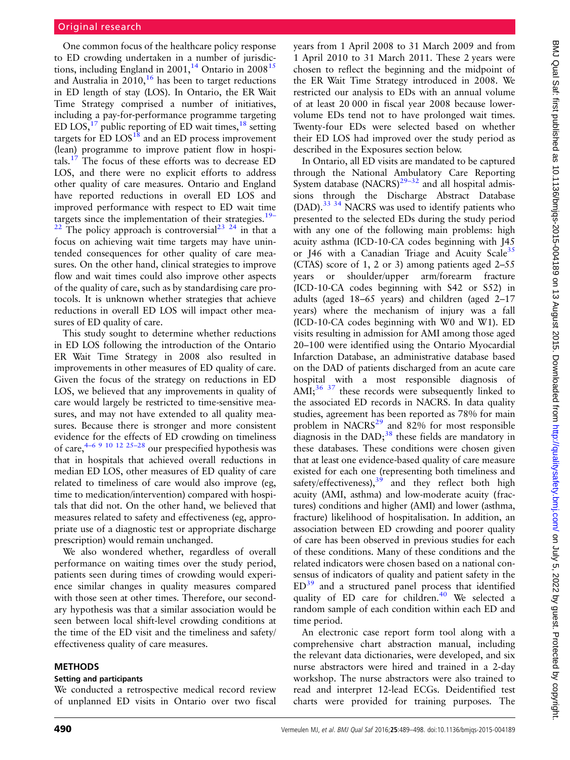One common focus of the healthcare policy response to ED crowding undertaken in a number of jurisdictions, including England in 2001,[14] Ontario in 2008[15] and Australia in 2010,[16] has been to target reductions in ED length of stay (LOS). In Ontario, the ER Wait Time Strategy comprised a number of initiatives, including a pay-for-performance programme targeting ED LOS,[17] public reporting of ED wait times,[18] setting targets for ED LOS[18] and an ED process improvement (lean) programme to improve patient flow in hospitals.[17] The focus of these efforts was to decrease ED LOS, and there were no explicit efforts to address other quality of care measures. Ontario and England have reported reductions in overall ED LOS and improved performance with respect to ED wait time targets since the implementation of their strategies.[19–22] The policy approach is controversial[23 24] in that a focus on achieving wait time targets may have unintended consequences for other quality of care measures. On the other hand, clinical strategies to improve flow and wait times could also improve other aspects of the quality of care, such as by standardising care protocols. It is unknown whether strategies that achieve reductions in overall ED LOS will impact other measures of ED quality of care.

This study sought to determine whether reductions in ED LOS following the introduction of the Ontario ER Wait Time Strategy in 2008 also resulted in improvements in other measures of ED quality of care. Given the focus of the strategy on reductions in ED LOS, we believed that any improvements in quality of care would largely be restricted to time-sensitive measures, and may not have extended to all quality measures. Because there is stronger and more consistent evidence for the effects of ED crowding on timeliness of care,[4–6 9 10 12 25–28] our prespecified hypothesis was that in hospitals that achieved overall reductions in median ED LOS, other measures of ED quality of care related to timeliness of care would also improve (eg, time to medication/intervention) compared with hospitals that did not. On the other hand, we believed that measures related to safety and effectiveness (eg, appropriate use of a diagnostic test or appropriate discharge prescription) would remain unchanged.

We also wondered whether, regardless of overall performance on waiting times over the study period, patients seen during times of crowding would experience similar changes in quality measures compared with those seen at other times. Therefore, our secondary hypothesis was that a similar association would be seen between local shift-level crowding conditions at the time of the ED visit and the timeliness and safety/effectiveness quality of care measures.

## METHODS

### Setting and participants

We conducted a retrospective medical record review of unplanned ED visits in Ontario over two fiscal years from 1 April 2008 to 31 March 2009 and from 1 April 2010 to 31 March 2011. These 2 years were chosen to reflect the beginning and the midpoint of the ER Wait Time Strategy introduced in 2008. We restricted our analysis to EDs with an annual volume of at least 20 000 in fiscal year 2008 because lower-volume EDs tend not to have prolonged wait times. Twenty-four EDs were selected based on whether their ED LOS had improved over the study period as described in the Exposures section below.

In Ontario, all ED visits are mandated to be captured through the National Ambulatory Care Reporting System database (NACRS)[29–32] and all hospital admissions through the Discharge Abstract Database (DAD).[33 34] NACRS was used to identify patients who presented to the selected EDs during the study period with any one of the following main problems: high acuity asthma (ICD-10-CA codes beginning with J45 or J46 with a Canadian Triage and Acuity Scale[35] (CTAS) score of 1, 2 or 3) among patients aged 2–55 years or shoulder/upper arm/forearm fracture (ICD-10-CA codes beginning with S42 or S52) in adults (aged 18–65 years) and children (aged 2–17 years) where the mechanism of injury was a fall (ICD-10-CA codes beginning with W0 and W1). ED visits resulting in admission for AMI among those aged 20–100 were identified using the Ontario Myocardial Infarction Database, an administrative database based on the DAD of patients discharged from an acute care hospital with a most responsible diagnosis of AMI;[36 37] these records were subsequently linked to the associated ED records in NACRS. In data quality studies, agreement has been reported as 78% for main problem in NACRS[29] and 82% for most responsible diagnosis in the DAD;[38] these fields are mandatory in these databases. These conditions were chosen given that at least one evidence-based quality of care measure existed for each one (representing both timeliness and safety/effectiveness),[39] and they reflect both high acuity (AMI, asthma) and low-moderate acuity (fractures) conditions and higher (AMI) and lower (asthma, fracture) likelihood of hospitalisation. In addition, an association between ED crowding and poorer quality of care has been observed in previous studies for each of these conditions. Many of these conditions and the related indicators were chosen based on a national consensus of indicators of quality and patient safety in the ED[39] and a structured panel process that identified quality of ED care for children.[40] We selected a random sample of each condition within each ED and time period.

An electronic case report form tool along with a comprehensive chart abstraction manual, including the relevant data dictionaries, were developed, and six nurse abstractors were hired and trained in a 2-day workshop. The nurse abstractors were also trained to read and interpret 12-lead ECGs. Deidentified test charts were provided for training purposes. The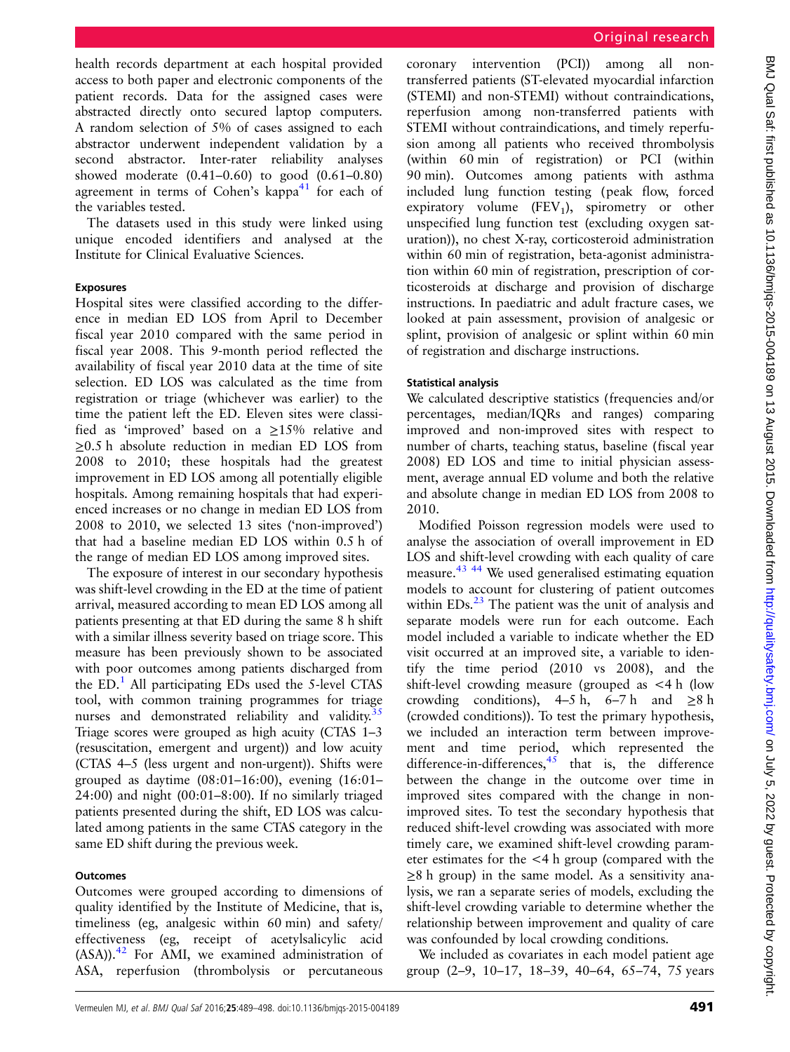health records department at each hospital provided access to both paper and electronic components of the patient records. Data for the assigned cases were abstracted directly onto secured laptop computers. A random selection of 5% of cases assigned to each abstractor underwent independent validation by a second abstractor. Inter-rater reliability analyses showed moderate (0.41–0.60) to good (0.61–0.80) agreement in terms of Cohen's kappa[41] for each of the variables tested.

The datasets used in this study were linked using unique encoded identifiers and analysed at the Institute for Clinical Evaluative Sciences.

### Exposures

Hospital sites were classified according to the difference in median ED LOS from April to December fiscal year 2010 compared with the same period in fiscal year 2008. This 9-month period reflected the availability of fiscal year 2010 data at the time of site selection. ED LOS was calculated as the time from registration or triage (whichever was earlier) to the time the patient left the ED. Eleven sites were classified as 'improved' based on a ≥15% relative and ≥0.5 h absolute reduction in median ED LOS from 2008 to 2010; these hospitals had the greatest improvement in ED LOS among all potentially eligible hospitals. Among remaining hospitals that had experienced increases or no change in median ED LOS from 2008 to 2010, we selected 13 sites ('non-improved') that had a baseline median ED LOS within 0.5 h of the range of median ED LOS among improved sites.

The exposure of interest in our secondary hypothesis was shift-level crowding in the ED at the time of patient arrival, measured according to mean ED LOS among all patients presenting at that ED during the same 8 h shift with a similar illness severity based on triage score. This measure has been previously shown to be associated with poor outcomes among patients discharged from the ED.[1] All participating EDs used the 5-level CTAS tool, with common training programmes for triage nurses and demonstrated reliability and validity.[35] Triage scores were grouped as high acuity (CTAS 1–3 (resuscitation, emergent and urgent)) and low acuity (CTAS 4–5 (less urgent and non-urgent)). Shifts were grouped as daytime (08:01–16:00), evening (16:01–24:00) and night (00:01–8:00). If no similarly triaged patients presented during the shift, ED LOS was calculated among patients in the same CTAS category in the same ED shift during the previous week.

### Outcomes

Outcomes were grouped according to dimensions of quality identified by the Institute of Medicine, that is, timeliness (eg, analgesic within 60 min) and safety/effectiveness (eg, receipt of acetylsalicylic acid (ASA)).[42] For AMI, we examined administration of ASA, reperfusion (thrombolysis or percutaneous coronary intervention (PCI)) among all non-transferred patients (ST-elevated myocardial infarction (STEMI) and non-STEMI) without contraindications, reperfusion among non-transferred patients with STEMI without contraindications, and timely reperfusion among all patients who received thrombolysis (within 60 min of registration) or PCI (within 90 min). Outcomes among patients with asthma included lung function testing (peak flow, forced expiratory volume ($FEV_1$), spirometry or other unspecified lung function test (excluding oxygen saturation)), no chest X-ray, corticosteroid administration within 60 min of registration, beta-agonist administration within 60 min of registration, prescription of corticosteroids at discharge and provision of discharge instructions. In paediatric and adult fracture cases, we looked at pain assessment, provision of analgesic or splint, provision of analgesic or splint within 60 min of registration and discharge instructions.

### Statistical analysis

We calculated descriptive statistics (frequencies and/or percentages, median/IQRs and ranges) comparing improved and non-improved sites with respect to number of charts, teaching status, baseline (fiscal year 2008) ED LOS and time to initial physician assessment, average annual ED volume and both the relative and absolute change in median ED LOS from 2008 to 2010.

Modified Poisson regression models were used to analyse the association of overall improvement in ED LOS and shift-level crowding with each quality of care measure.[43 44] We used generalised estimating equation models to account for clustering of patient outcomes within EDs.[23] The patient was the unit of analysis and separate models were run for each outcome. Each model included a variable to indicate whether the ED visit occurred at an improved site, a variable to identify the time period (2010 vs 2008), and the shift-level crowding measure (grouped as <4 h (low crowding conditions), 4–5 h, 6–7 h and ≥8 h (crowded conditions)). To test the primary hypothesis, we included an interaction term between improvement and time period, which represented the difference-in-differences,[45] that is, the difference between the change in the outcome over time in improved sites compared with the change in non-improved sites. To test the secondary hypothesis that reduced shift-level crowding was associated with more timely care, we examined shift-level crowding parameter estimates for the <4 h group (compared with the ≥8 h group) in the same model. As a sensitivity analysis, we ran a separate series of models, excluding the shift-level crowding variable to determine whether the relationship between improvement and quality of care was confounded by local crowding conditions.

We included as covariates in each model patient age group (2–9, 10–17, 18–39, 40–64, 65–74, 75 years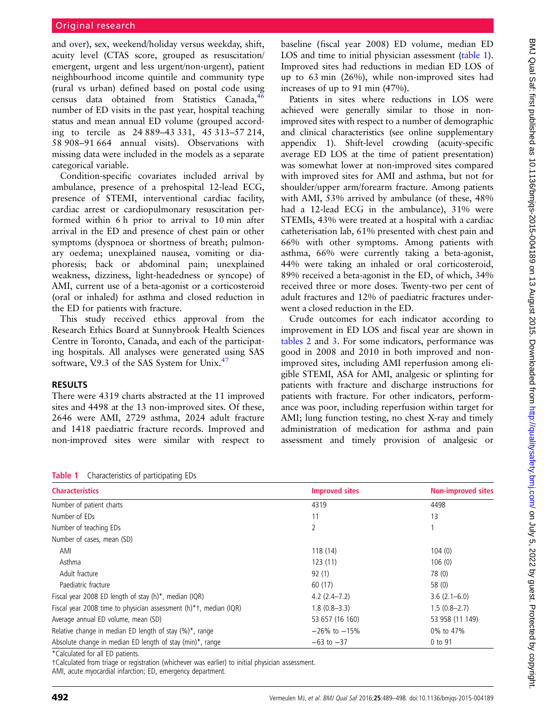and over), sex, weekend/holiday versus weekday, shift, acuity level (CTAS score, grouped as resuscitation/emergent, urgent and less urgent/non-urgent), patient neighbourhood income quintile and community type (rural vs urban) defined based on postal code using census data obtained from Statistics Canada,[46] number of ED visits in the past year, hospital teaching status and mean annual ED volume (grouped according to tercile as 24 889–43 331, 45 313–57 214, 58 908–91 664 annual visits). Observations with missing data were included in the models as a separate categorical variable.

Condition-specific covariates included arrival by ambulance, presence of a prehospital 12-lead ECG, presence of STEMI, interventional cardiac facility, cardiac arrest or cardiopulmonary resuscitation performed within 6 h prior to arrival to 10 min after arrival in the ED and presence of chest pain or other symptoms (dyspnoea or shortness of breath; pulmonary oedema; unexplained nausea, vomiting or diaphoresis; back or abdominal pain; unexplained weakness, dizziness, light-headedness or syncope) of AMI, current use of a beta-agonist or a corticosteroid (oral or inhaled) for asthma and closed reduction in the ED for patients with fracture.

This study received ethics approval from the Research Ethics Board at Sunnybrook Health Sciences Centre in Toronto, Canada, and each of the participating hospitals. All analyses were generated using SAS software, V.9.3 of the SAS System for Unix.[47]

## RESULTS

There were 4319 charts abstracted at the 11 improved sites and 4498 at the 13 non-improved sites. Of these, 2646 were AMI, 2729 asthma, 2024 adult fracture and 1418 paediatric fracture records. Improved and non-improved sites were similar with respect to baseline (fiscal year 2008) ED volume, median ED LOS and time to initial physician assessment (table 1). Improved sites had reductions in median ED LOS of up to 63 min (26%), while non-improved sites had increases of up to 91 min (47%).

Patients in sites where reductions in LOS were achieved were generally similar to those in non-improved sites with respect to a number of demographic and clinical characteristics (see online supplementary appendix 1). Shift-level crowding (acuity-specific average ED LOS at the time of patient presentation) was somewhat lower at non-improved sites compared with improved sites for AMI and asthma, but not for shoulder/upper arm/forearm fracture. Among patients with AMI, 53% arrived by ambulance (of these, 48% had a 12-lead ECG in the ambulance), 31% were STEMIs, 43% were treated at a hospital with a cardiac catheterisation lab, 61% presented with chest pain and 66% with other symptoms. Among patients with asthma, 66% were currently taking a beta-agonist, 44% were taking an inhaled or oral corticosteroid, 89% received a beta-agonist in the ED, of which, 34% received three or more doses. Twenty-two per cent of adult fractures and 12% of paediatric fractures underwent a closed reduction in the ED.

Crude outcomes for each indicator according to improvement in ED LOS and fiscal year are shown in tables 2 and 3. For some indicators, performance was good in 2008 and 2010 in both improved and non-improved sites, including AMI reperfusion among eligible STEMI, ASA for AMI, analgesic or splinting for patients with fracture and discharge instructions for patients with fracture. For other indicators, performance was poor, including reperfusion within target for AMI; lung function testing, no chest X-ray and timely administration of medication for asthma and pain assessment and timely provision of analgesic or

**Table 1** Characteristics of participating EDs

| Characteristics | Improved sites | Non-improved sites |
|---|---|---|
| Number of patient charts | 4319 | 4498 |
| Number of EDs | 11 | 13 |
| Number of teaching EDs | 2 | 1 |
| Number of cases, mean (SD) | | |
| AMI | 118 (14) | 104 (0) |
| Asthma | 123 (11) | 106 (0) |
| Adult fracture | 92 (1) | 78 (0) |
| Paediatric fracture | 60 (17) | 58 (0) |
| Fiscal year 2008 ED length of stay (h)*, median (IQR) | 4.2 (2.4–7.2) | 3.6 (2.1–6.0) |
| Fiscal year 2008 time to physician assessment (h)*†, median (IQR) | 1.8 (0.8–3.3) | 1.5 (0.8–2.7) |
| Average annual ED volume, mean (SD) | 53 657 (16 160) | 53 958 (11 149) |
| Relative change in median ED length of stay (%)*, range | −26% to −15% | 0% to 47% |
| Absolute change in median ED length of stay (min)*, range | −63 to −37 | 0 to 91 |

*Calculated for all ED patients.
†Calculated from triage or registration (whichever was earlier) to initial physician assessment.
AMI, acute myocardial infarction; ED, emergency department.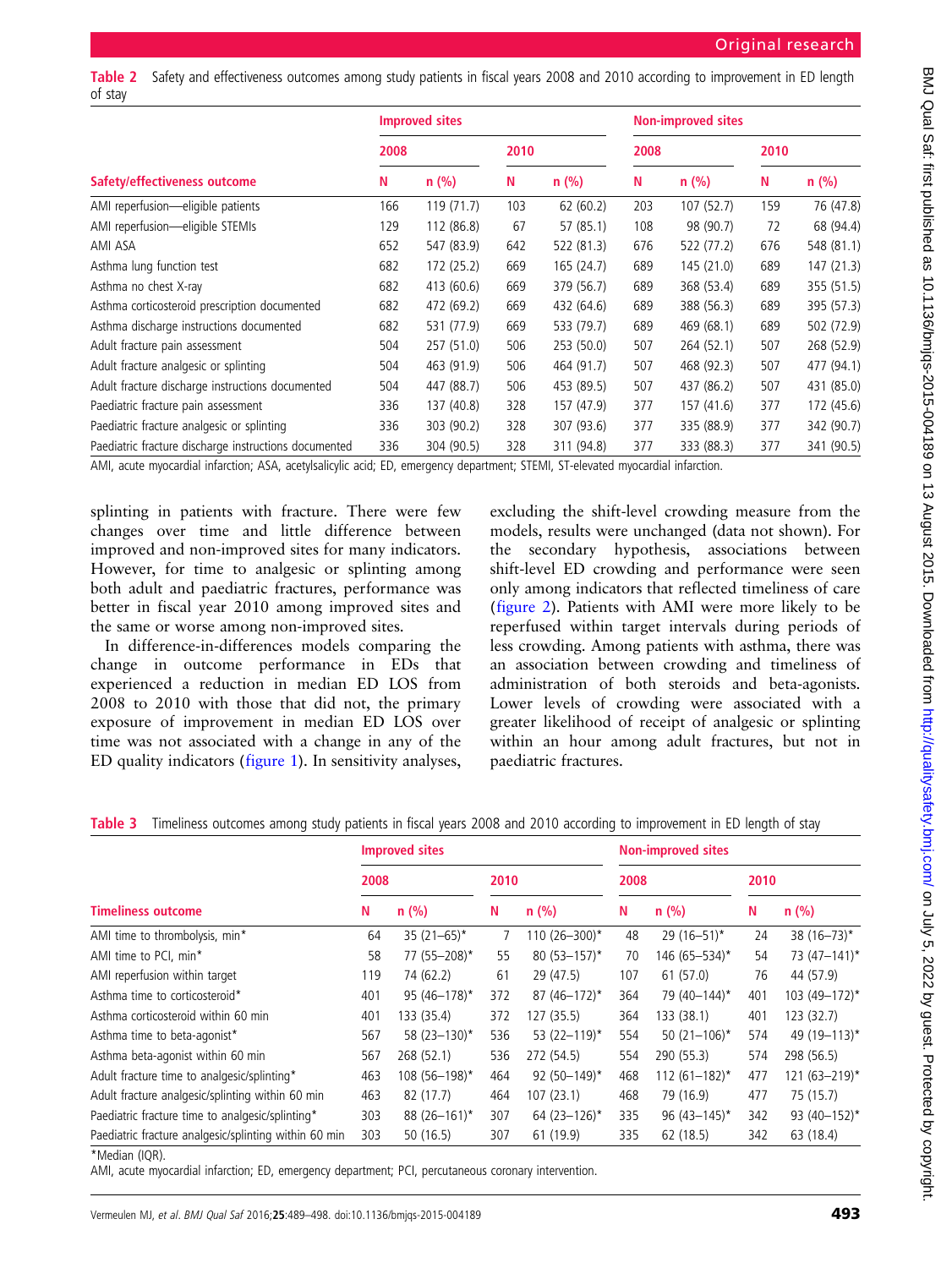**Table 2** Safety and effectiveness outcomes among study patients in fiscal years 2008 and 2010 according to improvement in ED length of stay

| Safety/effectiveness outcome | Improved sites | | | | Non-improved sites | | | |
|---|---|---|---|---|---|---|---|---|
| | 2008 | | 2010 | | 2008 | | 2010 | |
| | N | n (%) | N | n (%) | N | n (%) | N | n (%) |
| AMI reperfusion—eligible patients | 166 | 119 (71.7) | 103 | 62 (60.2) | 203 | 107 (52.7) | 159 | 76 (47.8) |
| AMI reperfusion—eligible STEMIs | 129 | 112 (86.8) | 67 | 57 (85.1) | 108 | 98 (90.7) | 72 | 68 (94.4) |
| AMI ASA | 652 | 547 (83.9) | 642 | 522 (81.3) | 676 | 522 (77.2) | 676 | 548 (81.1) |
| Asthma lung function test | 682 | 172 (25.2) | 669 | 165 (24.7) | 689 | 145 (21.0) | 689 | 147 (21.3) |
| Asthma no chest X-ray | 682 | 413 (60.6) | 669 | 379 (56.7) | 689 | 368 (53.4) | 689 | 355 (51.5) |
| Asthma corticosteroid prescription documented | 682 | 472 (69.2) | 669 | 432 (64.6) | 689 | 388 (56.3) | 689 | 395 (57.3) |
| Asthma discharge instructions documented | 682 | 531 (77.9) | 669 | 533 (79.7) | 689 | 469 (68.1) | 689 | 502 (72.9) |
| Adult fracture pain assessment | 504 | 257 (51.0) | 506 | 253 (50.0) | 507 | 264 (52.1) | 507 | 268 (52.9) |
| Adult fracture analgesic or splinting | 504 | 463 (91.9) | 506 | 464 (91.7) | 507 | 468 (92.3) | 507 | 477 (94.1) |
| Adult fracture discharge instructions documented | 504 | 447 (88.7) | 506 | 453 (89.5) | 507 | 437 (86.2) | 507 | 431 (85.0) |
| Paediatric fracture pain assessment | 336 | 137 (40.8) | 328 | 157 (47.9) | 377 | 157 (41.6) | 377 | 172 (45.6) |
| Paediatric fracture analgesic or splinting | 336 | 303 (90.2) | 328 | 307 (93.6) | 377 | 335 (88.9) | 377 | 342 (90.7) |
| Paediatric fracture discharge instructions documented | 336 | 304 (90.5) | 328 | 311 (94.8) | 377 | 333 (88.3) | 377 | 341 (90.5) |

AMI, acute myocardial infarction; ASA, acetylsalicylic acid; ED, emergency department; STEMI, ST-elevated myocardial infarction.

splinting in patients with fracture. There were few changes over time and little difference between improved and non-improved sites for many indicators. However, for time to analgesic or splinting among both adult and paediatric fractures, performance was better in fiscal year 2010 among improved sites and the same or worse among non-improved sites.

In difference-in-differences models comparing the change in outcome performance in EDs that experienced a reduction in median ED LOS from 2008 to 2010 with those that did not, the primary exposure of improvement in median ED LOS over time was not associated with a change in any of the ED quality indicators (figure 1). In sensitivity analyses, excluding the shift-level crowding measure from the models, results were unchanged (data not shown). For the secondary hypothesis, associations between shift-level ED crowding and performance were seen only among indicators that reflected timeliness of care (figure 2). Patients with AMI were more likely to be reperfused within target intervals during periods of less crowding. Among patients with asthma, there was an association between crowding and timeliness of administration of both steroids and beta-agonists. Lower levels of crowding were associated with a greater likelihood of receipt of analgesic or splinting within an hour among adult fractures, but not in paediatric fractures.

**Table 3** Timeliness outcomes among study patients in fiscal years 2008 and 2010 according to improvement in ED length of stay

| Timeliness outcome | Improved sites | | | | Non-improved sites | | | |
|---|---|---|---|---|---|---|---|---|
| | 2008 | | 2010 | | 2008 | | 2010 | |
| | N | n (%) | N | n (%) | N | n (%) | N | n (%) |
| AMI time to thrombolysis, min* | 64 | 35 (21–65)* | 7 | 110 (26–300)* | 48 | 29 (16–51)* | 24 | 38 (16–73)* |
| AMI time to PCI, min* | 58 | 77 (55–208)* | 55 | 80 (53–157)* | 70 | 146 (65–534)* | 54 | 73 (47–141)* |
| AMI reperfusion within target | 119 | 74 (62.2) | 61 | 29 (47.5) | 107 | 61 (57.0) | 76 | 44 (57.9) |
| Asthma time to corticosteroid* | 401 | 95 (46–178)* | 372 | 87 (46–172)* | 364 | 79 (40–144)* | 401 | 103 (49–172)* |
| Asthma corticosteroid within 60 min | 401 | 133 (35.4) | 372 | 127 (35.5) | 364 | 133 (38.1) | 401 | 123 (32.7) |
| Asthma time to beta-agonist* | 567 | 58 (23–130)* | 536 | 53 (22–119)* | 554 | 50 (21–106)* | 574 | 49 (19–113)* |
| Asthma beta-agonist within 60 min | 567 | 268 (52.1) | 536 | 272 (54.5) | 554 | 290 (55.3) | 574 | 298 (56.5) |
| Adult fracture time to analgesic/splinting* | 463 | 108 (56–198)* | 464 | 92 (50–149)* | 468 | 112 (61–182)* | 477 | 121 (63–219)* |
| Adult fracture analgesic/splinting within 60 min | 463 | 82 (17.7) | 464 | 107 (23.1) | 468 | 79 (16.9) | 477 | 75 (15.7) |
| Paediatric fracture time to analgesic/splinting* | 303 | 88 (26–161)* | 307 | 64 (23–126)* | 335 | 96 (43–145)* | 342 | 93 (40–152)* |
| Paediatric fracture analgesic/splinting within 60 min | 303 | 50 (16.5) | 307 | 61 (19.9) | 335 | 62 (18.5) | 342 | 63 (18.4) |

*Median (IQR).

AMI, acute myocardial infarction; ED, emergency department; PCI, percutaneous coronary intervention.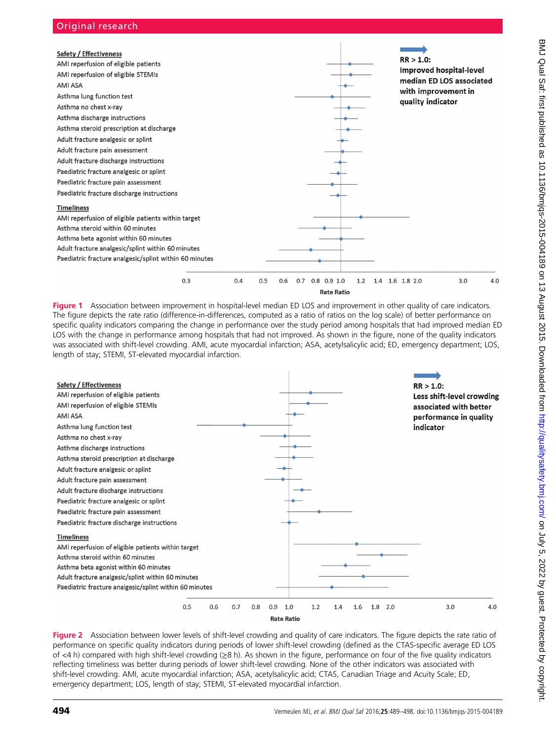Safety / Effectiveness

AMI reperfusion of eligible patients

AMI reperfusion of eligible STEMIs

AMI ASA

Asthma lung function test

Asthma no chest x-ray

Asthma discharge instructions

Asthma steroid prescription at discharge

Adult fracture analgesic or splint

Adult fracture pain assessment

Adult fracture discharge instructions

Paediatric fracture analgesic or splint

Paediatric fracture pain assessment

Paediatric fracture discharge instructions

Timeliness

AMI reperfusion of eligible patients within target

Asthma steroid within 60 minutes

Asthma beta agonist within 60 minutes

Adult fracture analgesic/splint within 60 minutes

Paediatric fracture analgesic/splint within 60 minutes

RR > 1.0: Improved hospital-level median ED LOS associated with improvement in quality indicator

Rate Ratio (0.3, 0.4, 0.5, 0.6, 0.7, 0.8, 0.9, 1.0, 1.2, 1.4, 1.6, 1.8, 2.0, 3.0, 4.0)

**Figure 1** Association between improvement in hospital-level median ED LOS and improvement in other quality of care indicators. The figure depicts the rate ratio (difference-in-differences, computed as a ratio of ratios on the log scale) of better performance on specific quality indicators comparing the change in performance over the study period among hospitals that had improved median ED LOS with the change in performance among hospitals that had not improved. As shown in the figure, none of the quality indicators was associated with shift-level crowding. AMI, acute myocardial infarction; ASA, acetylsalicylic acid; ED, emergency department; LOS, length of stay; STEMI, ST-elevated myocardial infarction.

Safety / Effectiveness

AMI reperfusion of eligible patients

AMI reperfusion of eligible STEMIs

AMI ASA

Asthma lung function test

Asthma no chest x-ray

Asthma discharge instructions

Asthma steroid prescription at discharge

Adult fracture analgesic or splint

Adult fracture pain assessment

Adult fracture discharge instructions

Paediatric fracture analgesic or splint

Paediatric fracture pain assessment

Paediatric fracture discharge instructions

Timeliness

AMI reperfusion of eligible patients within target

Asthma steroid within 60 minutes

Asthma beta agonist within 60 minutes

Adult fracture analgesic/splint within 60 minutes

Paediatric fracture analgesic/splint within 60 minutes

RR > 1.0: Less shift-level crowding associated with better performance in quality indicator

Rate Ratio (0.5, 0.6, 0.7, 0.8, 0.9, 1.0, 1.2, 1.4, 1.6, 1.8, 2.0, 3.0, 4.0)

**Figure 2** Association between lower levels of shift-level crowding and quality of care indicators. The figure depicts the rate ratio of performance on specific quality indicators during periods of lower shift-level crowding (defined as the CTAS-specific average ED LOS of <4 h) compared with high shift-level crowding (≥8 h). As shown in the figure, performance on four of the five quality indicators reflecting timeliness was better during periods of lower shift-level crowding. None of the other indicators was associated with shift-level crowding. AMI, acute myocardial infarction; ASA, acetylsalicylic acid; CTAS, Canadian Triage and Acuity Scale; ED, emergency department; LOS, length of stay; STEMI, ST-elevated myocardial infarction.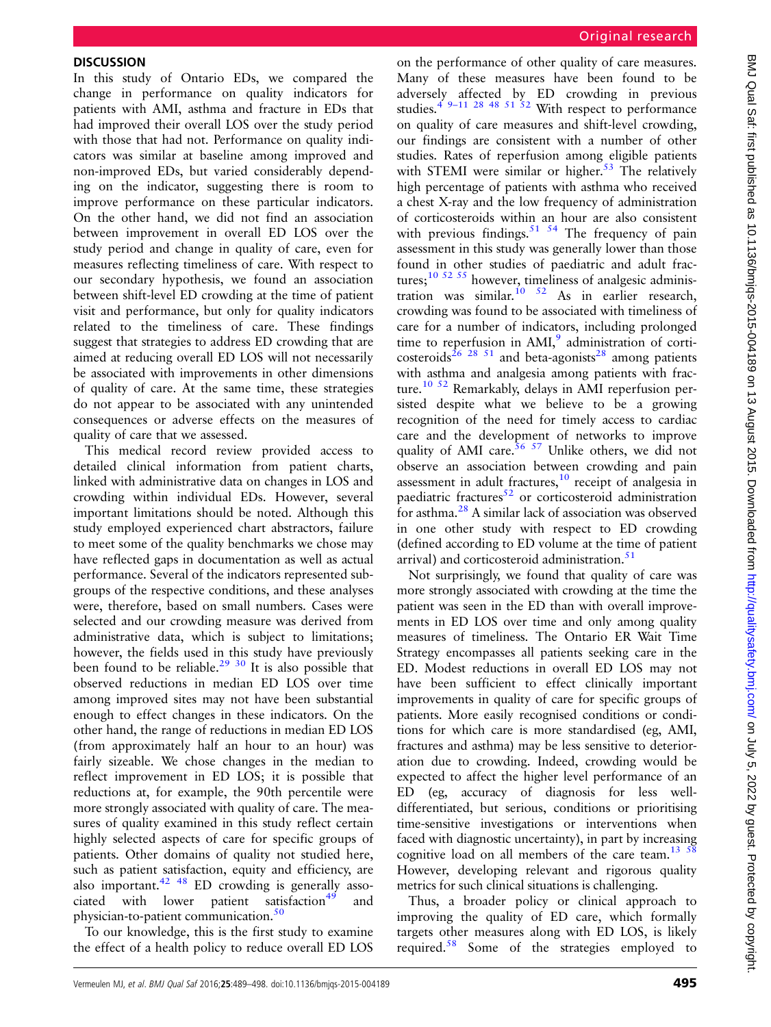## DISCUSSION

In this study of Ontario EDs, we compared the change in performance on quality indicators for patients with AMI, asthma and fracture in EDs that had improved their overall LOS over the study period with those that had not. Performance on quality indicators was similar at baseline among improved and non-improved EDs, but varied considerably depending on the indicator, suggesting there is room to improve performance on these particular indicators. On the other hand, we did not find an association between improvement in overall ED LOS over the study period and change in quality of care, even for measures reflecting timeliness of care. With respect to our secondary hypothesis, we found an association between shift-level ED crowding at the time of patient visit and performance, but only for quality indicators related to the timeliness of care. These findings suggest that strategies to address ED crowding that are aimed at reducing overall ED LOS will not necessarily be associated with improvements in other dimensions of quality of care. At the same time, these strategies do not appear to be associated with any unintended consequences or adverse effects on the measures of quality of care that we assessed.

This medical record review provided access to detailed clinical information from patient charts, linked with administrative data on changes in LOS and crowding within individual EDs. However, several important limitations should be noted. Although this study employed experienced chart abstractors, failure to meet some of the quality benchmarks we chose may have reflected gaps in documentation as well as actual performance. Several of the indicators represented subgroups of the respective conditions, and these analyses were, therefore, based on small numbers. Cases were selected and our crowding measure was derived from administrative data, which is subject to limitations; however, the fields used in this study have previously been found to be reliable.[29 30] It is also possible that observed reductions in median ED LOS over time among improved sites may not have been substantial enough to effect changes in these indicators. On the other hand, the range of reductions in median ED LOS (from approximately half an hour to an hour) was fairly sizeable. We chose changes in the median to reflect improvement in ED LOS; it is possible that reductions at, for example, the 90th percentile were more strongly associated with quality of care. The measures of quality examined in this study reflect certain highly selected aspects of care for specific groups of patients. Other domains of quality not studied here, such as patient satisfaction, equity and efficiency, are also important.[42 48] ED crowding is generally associated with lower patient satisfaction[49] and physician-to-patient communication.[50]

To our knowledge, this is the first study to examine the effect of a health policy to reduce overall ED LOS on the performance of other quality of care measures. Many of these measures have been found to be adversely affected by ED crowding in previous studies.[4 9–11 28 48 51 52] With respect to performance on quality of care measures and shift-level crowding, our findings are consistent with a number of other studies. Rates of reperfusion among eligible patients with STEMI were similar or higher.[53] The relatively high percentage of patients with asthma who received a chest X-ray and the low frequency of administration of corticosteroids within an hour are also consistent with previous findings.[51 54] The frequency of pain assessment in this study was generally lower than those found in other studies of paediatric and adult fractures;[10 52 55] however, timeliness of analgesic administration was similar.[10 52] As in earlier research, crowding was found to be associated with timeliness of care for a number of indicators, including prolonged time to reperfusion in AMI,[9] administration of corticosteroids[26 28 51] and beta-agonists[28] among patients with asthma and analgesia among patients with fracture.[10 52] Remarkably, delays in AMI reperfusion persisted despite what we believe to be a growing recognition of the need for timely access to cardiac care and the development of networks to improve quality of AMI care.[56 57] Unlike others, we did not observe an association between crowding and pain assessment in adult fractures,[10] receipt of analgesia in paediatric fractures[52] or corticosteroid administration for asthma.[28] A similar lack of association was observed in one other study with respect to ED crowding (defined according to ED volume at the time of patient arrival) and corticosteroid administration.[51]

Not surprisingly, we found that quality of care was more strongly associated with crowding at the time the patient was seen in the ED than with overall improvements in ED LOS over time and only among quality measures of timeliness. The Ontario ER Wait Time Strategy encompasses all patients seeking care in the ED. Modest reductions in overall ED LOS may not have been sufficient to effect clinically important improvements in quality of care for specific groups of patients. More easily recognised conditions or conditions for which care is more standardised (eg, AMI, fractures and asthma) may be less sensitive to deterioration due to crowding. Indeed, crowding would be expected to affect the higher level performance of an ED (eg, accuracy of diagnosis for less well-differentiated, but serious, conditions or prioritising time-sensitive investigations or interventions when faced with diagnostic uncertainty), in part by increasing cognitive load on all members of the care team.[13 58] However, developing relevant and rigorous quality metrics for such clinical situations is challenging.

Thus, a broader policy or clinical approach to improving the quality of ED care, which formally targets other measures along with ED LOS, is likely required.[58] Some of the strategies employed to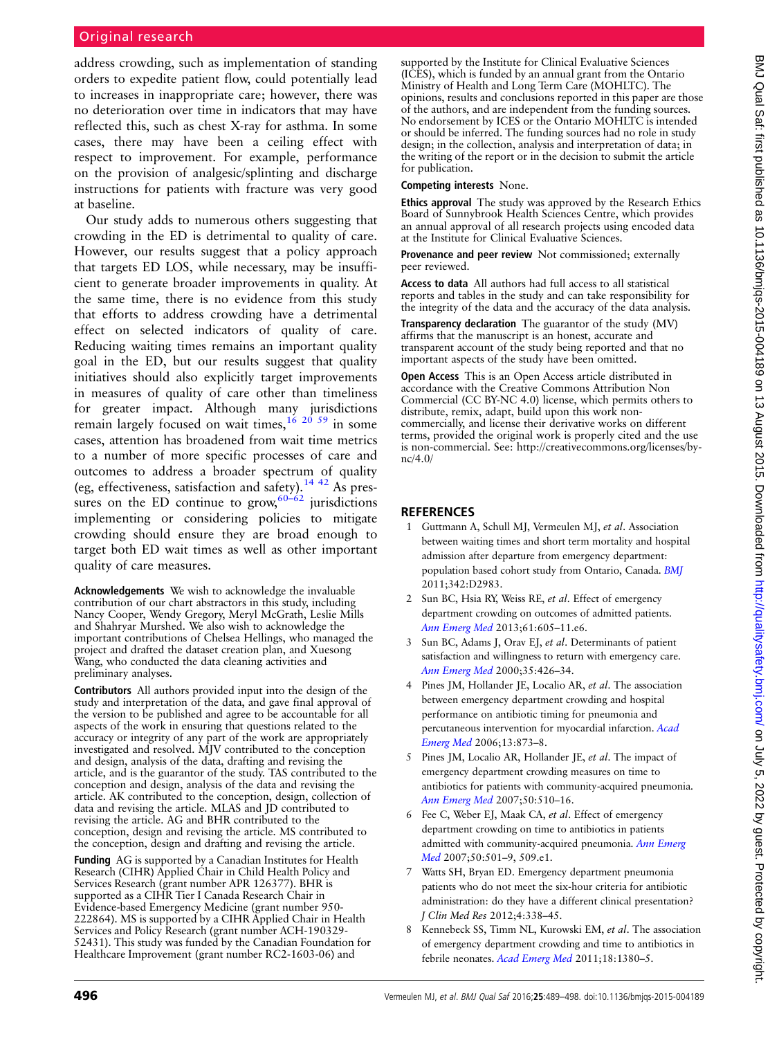address crowding, such as implementation of standing orders to expedite patient flow, could potentially lead to increases in inappropriate care; however, there was no deterioration over time in indicators that may have reflected this, such as chest X-ray for asthma. In some cases, there may have been a ceiling effect with respect to improvement. For example, performance on the provision of analgesic/splinting and discharge instructions for patients with fracture was very good at baseline.

Our study adds to numerous others suggesting that crowding in the ED is detrimental to quality of care. However, our results suggest that a policy approach that targets ED LOS, while necessary, may be insufficient to generate broader improvements in quality. At the same time, there is no evidence from this study that efforts to address crowding have a detrimental effect on selected indicators of quality of care. Reducing waiting times remains an important quality goal in the ED, but our results suggest that quality initiatives should also explicitly target improvements in measures of quality of care other than timeliness for greater impact. Although many jurisdictions remain largely focused on wait times,[16 20 59] in some cases, attention has broadened from wait time metrics to a number of more specific processes of care and outcomes to address a broader spectrum of quality (eg, effectiveness, satisfaction and safety).[14 42] As pressures on the ED continue to grow,[60–62] jurisdictions implementing or considering policies to mitigate crowding should ensure they are broad enough to target both ED wait times as well as other important quality of care measures.

**Acknowledgements** We wish to acknowledge the invaluable contribution of our chart abstractors in this study, including Nancy Cooper, Wendy Gregory, Meryl McGrath, Leslie Mills and Shahryar Murshed. We also wish to acknowledge the important contributions of Chelsea Hellings, who managed the project and drafted the dataset creation plan, and Xuesong Wang, who conducted the data cleaning activities and preliminary analyses.

**Contributors** All authors provided input into the design of the study and interpretation of the data, and gave final approval of the version to be published and agree to be accountable for all aspects of the work in ensuring that questions related to the accuracy or integrity of any part of the work are appropriately investigated and resolved. MJV contributed to the conception and design, analysis of the data, drafting and revising the article, and is the guarantor of the study. TAS contributed to the conception and design, analysis of the data and revising the article. AK contributed to the conception, design, collection of data and revising the article. MLAS and JD contributed to revising the article. AG and BHR contributed to the conception, design and revising the article. MS contributed to the conception, design and drafting and revising the article.

**Funding** AG is supported by a Canadian Institutes for Health Research (CIHR) Applied Chair in Child Health Policy and Services Research (grant number APR 126377). BHR is supported as a CIHR Tier I Canada Research Chair in Evidence-based Emergency Medicine (grant number 950-222864). MS is supported by a CIHR Applied Chair in Health Services and Policy Research (grant number ACH-190329-52431). This study was funded by the Canadian Foundation for Healthcare Improvement (grant number RC2-1603-06) and supported by the Institute for Clinical Evaluative Sciences (ICES), which is funded by an annual grant from the Ontario Ministry of Health and Long Term Care (MOHLTC). The opinions, results and conclusions reported in this paper are those of the authors, and are independent from the funding sources. No endorsement by ICES or the Ontario MOHLTC is intended or should be inferred. The funding sources had no role in study design; in the collection, analysis and interpretation of data; in the writing of the report or in the decision to submit the article for publication.

**Competing interests** None.

**Ethics approval** The study was approved by the Research Ethics Board of Sunnybrook Health Sciences Centre, which provides an annual approval of all research projects using encoded data at the Institute for Clinical Evaluative Sciences.

**Provenance and peer review** Not commissioned; externally peer reviewed.

**Access to data** All authors had full access to all statistical reports and tables in the study and can take responsibility for the integrity of the data and the accuracy of the data analysis.

**Transparency declaration** The guarantor of the study (MV) affirms that the manuscript is an honest, accurate and transparent account of the study being reported and that no important aspects of the study have been omitted.

**Open Access** This is an Open Access article distributed in accordance with the Creative Commons Attribution Non Commercial (CC BY-NC 4.0) license, which permits others to distribute, remix, adapt, build upon this work non-commercially, and license their derivative works on different terms, provided the original work is properly cited and the use is non-commercial. See: http://creativecommons.org/licenses/by-nc/4.0/

## REFERENCES

1. Guttmann A, Schull MJ, Vermeulen MJ, *et al*. Association between waiting times and short term mortality and hospital admission after departure from emergency department: population based cohort study from Ontario, Canada. *BMJ* 2011;342:D2983.
2. Sun BC, Hsia RY, Weiss RE, *et al*. Effect of emergency department crowding on outcomes of admitted patients. *Ann Emerg Med* 2013;61:605–11.e6.
3. Sun BC, Adams J, Orav EJ, *et al*. Determinants of patient satisfaction and willingness to return with emergency care. *Ann Emerg Med* 2000;35:426–34.
4. Pines JM, Hollander JE, Localio AR, *et al*. The association between emergency department crowding and hospital performance on antibiotic timing for pneumonia and percutaneous intervention for myocardial infarction. *Acad Emerg Med* 2006;13:873–8.
5. Pines JM, Localio AR, Hollander JE, *et al*. The impact of emergency department crowding measures on time to antibiotics for patients with community-acquired pneumonia. *Ann Emerg Med* 2007;50:510–16.
6. Fee C, Weber EJ, Maak CA, *et al*. Effect of emergency department crowding on time to antibiotics in patients admitted with community-acquired pneumonia. *Ann Emerg Med* 2007;50:501–9, 509.e1.
7. Watts SH, Bryan ED. Emergency department pneumonia patients who do not meet the six-hour criteria for antibiotic administration: do they have a different clinical presentation? *J Clin Med Res* 2012;4:338–45.
8. Kennebeck SS, Timm NL, Kurowski EM, *et al*. The association of emergency department crowding and time to antibiotics in febrile neonates. *Acad Emerg Med* 2011;18:1380–5.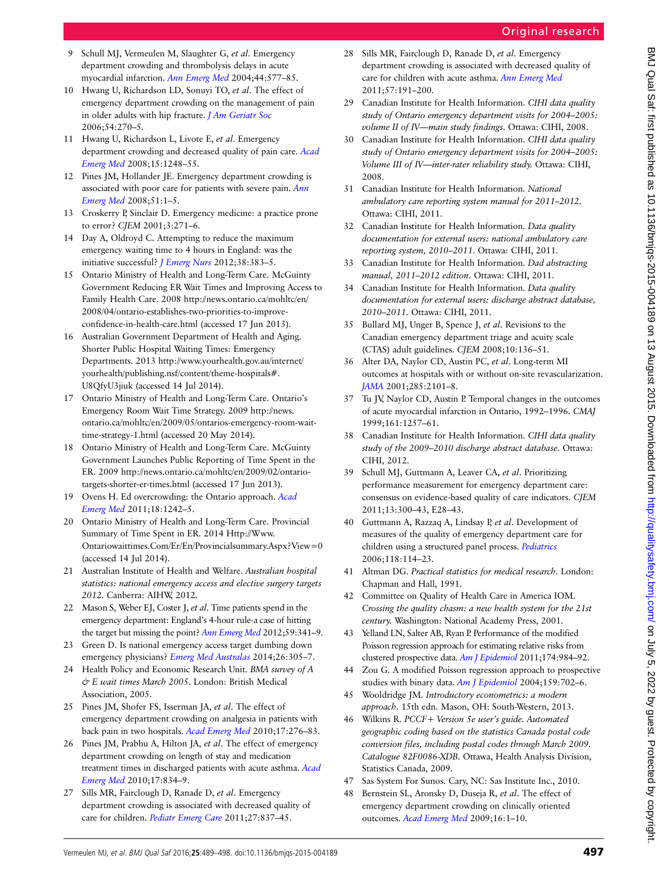9. Schull MJ, Vermeulen M, Slaughter G, *et al*. Emergency department crowding and thrombolysis delays in acute myocardial infarction. *Ann Emerg Med* 2004;44:577–85.
10. Hwang U, Richardson LD, Sonuyi TO, *et al*. The effect of emergency department crowding on the management of pain in older adults with hip fracture. *J Am Geriatr Soc* 2006;54:270–5.
11. Hwang U, Richardson L, Livote E, *et al*. Emergency department crowding and decreased quality of pain care. *Acad Emerg Med* 2008;15:1248–55.
12. Pines JM, Hollander JE. Emergency department crowding is associated with poor care for patients with severe pain. *Ann Emerg Med* 2008;51:1–5.
13. Croskerry P, Sinclair D. Emergency medicine: a practice prone to error? *CJEM* 2001;3:271–6.
14. Day A, Oldroyd C. Attempting to reduce the maximum emergency waiting time to 4 hours in England: was the initiative successful? *J Emerg Nurs* 2012;38:383–5.
15. Ontario Ministry of Health and Long-Term Care. McGuinty Government Reducing ER Wait Times and Improving Access to Family Health Care. 2008 http://news.ontario.ca/mohltc/en/2008/04/ontario-establishes-two-priorities-to-improve-confidence-in-health-care.html (accessed 17 Jun 2013).
16. Australian Government Department of Health and Aging. Shorter Public Hospital Waiting Times: Emergency Departments. 2013 http://www.yourhealth.gov.au/internet/yourhealth/publishing.nsf/content/theme-hospitals#.U8QfyU3jiuk (accessed 14 Jul 2014).
17. Ontario Ministry of Health and Long-Term Care. Ontario's Emergency Room Wait Time Strategy. 2009 http://news.ontario.ca/mohltc/en/2009/05/ontarios-emergency-room-wait-time-strategy-1.html (accessed 20 May 2014).
18. Ontario Ministry of Health and Long-Term Care. McGuinty Government Launches Public Reporting of Time Spent in the ER. 2009 http://news.ontario.ca/mohltc/en/2009/02/ontario-targets-shorter-er-times.html (accessed 17 Jun 2013).
19. Ovens H. Ed overcrowding: the Ontario approach. *Acad Emerg Med* 2011;18:1242–5.
20. Ontario Ministry of Health and Long-Term Care. Provincial Summary of Time Spent in ER. 2014 Http://Www.Ontariowaittimes.Com/Er/En/Provincialsummary.Aspx?View=0 (accessed 14 Jul 2014).
21. Australian Institute of Health and Welfare. *Australian hospital statistics: national emergency access and elective surgery targets 2012*. Canberra: AIHW, 2012.
22. Mason S, Weber EJ, Coster J, *et al*. Time patients spend in the emergency department: England's 4-hour rule-a case of hitting the target but missing the point? *Ann Emerg Med* 2012;59:341–9.
23. Green D. Is national emergency access target dumbing down emergency physicians? *Emerg Med Australas* 2014;26:305–7.
24. Health Policy and Economic Research Unit. *BMA survey of A & E wait times March 2005*. London: British Medical Association, 2005.
25. Pines JM, Shofer FS, Isserman JA, *et al*. The effect of emergency department crowding on analgesia in patients with back pain in two hospitals. *Acad Emerg Med* 2010;17:276–83.
26. Pines JM, Prabhu A, Hilton JA, *et al*. The effect of emergency department crowding on length of stay and medication treatment times in discharged patients with acute asthma. *Acad Emerg Med* 2010;17:834–9.
27. Sills MR, Fairclough D, Ranade D, *et al*. Emergency department crowding is associated with decreased quality of care for children. *Pediatr Emerg Care* 2011;27:837–45.
28. Sills MR, Fairclough D, Ranade D, *et al*. Emergency department crowding is associated with decreased quality of care for children with acute asthma. *Ann Emerg Med* 2011;57:191–200.
29. Canadian Institute for Health Information. *CIHI data quality study of Ontario emergency department visits for 2004–2005: volume II of IV—main study findings*. Ottawa: CIHI, 2008.
30. Canadian Institute for Health Information. *CIHI data quality study of Ontario emergency department visits for 2004–2005: Volume III of IV—inter-rater reliability study*. Ottawa: CIHI, 2008.
31. Canadian Institute for Health Information. *National ambulatory care reporting system manual for 2011–2012*. Ottawa: CIHI, 2011.
32. Canadian Institute for Health Information. *Data quality documentation for external users: national ambulatory care reporting system, 2010–2011*. Ottawa: CIHI, 2011.
33. Canadian Institute for Health Information. *Dad abstracting manual, 2011–2012 edition*. Ottawa: CIHI, 2011.
34. Canadian Institute for Health Information. *Data quality documentation for external users: discharge abstract database, 2010–2011*. Ottawa: CIHI, 2011.
35. Bullard MJ, Unger B, Spence J, *et al*. Revisions to the Canadian emergency department triage and acuity scale (CTAS) adult guidelines. *CJEM* 2008;10:136–51.
36. Alter DA, Naylor CD, Austin PC, *et al*. Long-term MI outcomes at hospitals with or without on-site revascularization. *JAMA* 2001;285:2101–8.
37. Tu JV, Naylor CD, Austin P. Temporal changes in the outcomes of acute myocardial infarction in Ontario, 1992–1996. *CMAJ* 1999;161:1257–61.
38. Canadian Institute for Health Information. *CIHI data quality study of the 2009–2010 discharge abstract database*. Ottawa: CIHI, 2012.
39. Schull MJ, Guttmann A, Leaver CA, *et al*. Prioritizing performance measurement for emergency department care: consensus on evidence-based quality of care indicators. *CJEM* 2011;13:300–43, E28–43.
40. Guttmann A, Razzaq A, Lindsay P, *et al*. Development of measures of the quality of emergency department care for children using a structured panel process. *Pediatrics* 2006;118:114–23.
41. Altman DG. *Practical statistics for medical research*. London: Chapman and Hall, 1991.
42. Committee on Quality of Health Care in America IOM. *Crossing the quality chasm: a new health system for the 21st century*. Washington: National Academy Press, 2001.
43. Yelland LN, Salter AB, Ryan P. Performance of the modified Poisson regression approach for estimating relative risks from clustered prospective data. *Am J Epidemiol* 2011;174:984–92.
44. Zou G. A modified Poisson regression approach to prospective studies with binary data. *Am J Epidemiol* 2004;159:702–6.
45. Wooldridge JM. *Introductory econometrics: a modern approach*. 15th edn. Mason, OH: South-Western, 2013.
46. Wilkins R. *PCCF+ Version 5e user's guide. Automated geographic coding based on the statistics Canada postal code conversion files, including postal codes through March 2009. Catalogue 82F0086-XDB*. Ottawa, Health Analysis Division, Statistics Canada, 2009.
47. Sas System For Sunos. Cary, NC: Sas Institute Inc., 2010.
48. Bernstein SL, Aronsky D, Duseja R, *et al*. The effect of emergency department crowding on clinically oriented outcomes. *Acad Emerg Med* 2009;16:1–10.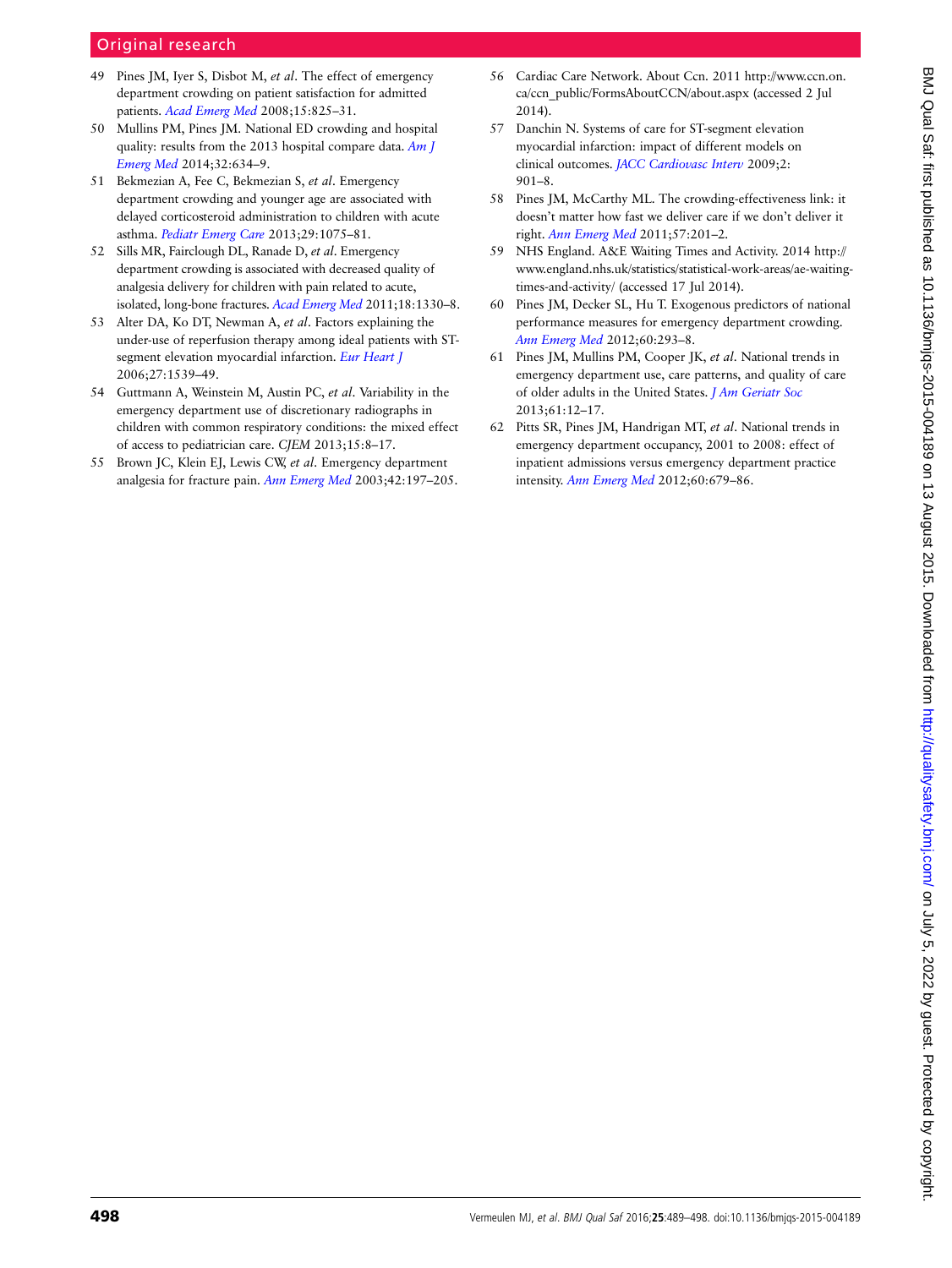49 Pines JM, Iyer S, Disbot M, *et al*. The effect of emergency department crowding on patient satisfaction for admitted patients. *Acad Emerg Med* 2008;15:825–31.

50 Mullins PM, Pines JM. National ED crowding and hospital quality: results from the 2013 hospital compare data. *Am J Emerg Med* 2014;32:634–9.

51 Bekmezian A, Fee C, Bekmezian S, *et al*. Emergency department crowding and younger age are associated with delayed corticosteroid administration to children with acute asthma. *Pediatr Emerg Care* 2013;29:1075–81.

52 Sills MR, Fairclough DL, Ranade D, *et al*. Emergency department crowding is associated with decreased quality of analgesia delivery for children with pain related to acute, isolated, long-bone fractures. *Acad Emerg Med* 2011;18:1330–8.

53 Alter DA, Ko DT, Newman A, *et al*. Factors explaining the under-use of reperfusion therapy among ideal patients with ST-segment elevation myocardial infarction. *Eur Heart J* 2006;27:1539–49.

54 Guttmann A, Weinstein M, Austin PC, *et al*. Variability in the emergency department use of discretionary radiographs in children with common respiratory conditions: the mixed effect of access to pediatrician care. *CJEM* 2013;15:8–17.

55 Brown JC, Klein EJ, Lewis CW, *et al*. Emergency department analgesia for fracture pain. *Ann Emerg Med* 2003;42:197–205.

56 Cardiac Care Network. About Ccn. 2011 http://www.ccn.on.ca/ccn_public/FormsAboutCCN/about.aspx (accessed 2 Jul 2014).

57 Danchin N. Systems of care for ST-segment elevation myocardial infarction: impact of different models on clinical outcomes. *JACC Cardiovasc Interv* 2009;2:901–8.

58 Pines JM, McCarthy ML. The crowding-effectiveness link: it doesn't matter how fast we deliver care if we don't deliver it right. *Ann Emerg Med* 2011;57:201–2.

59 NHS England. A&E Waiting Times and Activity. 2014 http://www.england.nhs.uk/statistics/statistical-work-areas/ae-waiting-times-and-activity/ (accessed 17 Jul 2014).

60 Pines JM, Decker SL, Hu T. Exogenous predictors of national performance measures for emergency department crowding. *Ann Emerg Med* 2012;60:293–8.

61 Pines JM, Mullins PM, Cooper JK, *et al*. National trends in emergency department use, care patterns, and quality of care of older adults in the United States. *J Am Geriatr Soc* 2013;61:12–17.

62 Pitts SR, Pines JM, Handrigan MT, *et al*. National trends in emergency department occupancy, 2001 to 2008: effect of inpatient admissions versus emergency department practice intensity. *Ann Emerg Med* 2012;60:679–86.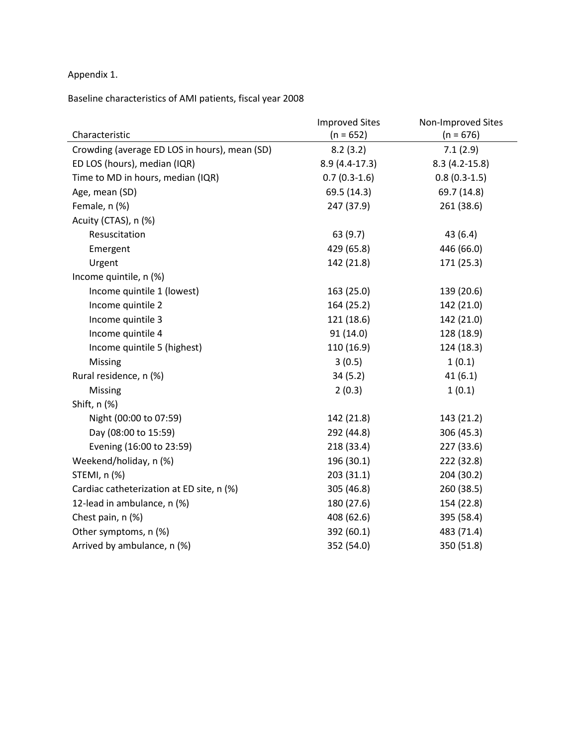Appendix 1.

Baseline characteristics of AMI patients, fiscal year 2008

| Characteristic | Improved Sites (n = 652) | Non-Improved Sites (n = 676) |
|---|---|---|
| Crowding (average ED LOS in hours), mean (SD) | 8.2 (3.2) | 7.1 (2.9) |
| ED LOS (hours), median (IQR) | 8.9 (4.4-17.3) | 8.3 (4.2-15.8) |
| Time to MD in hours, median (IQR) | 0.7 (0.3-1.6) | 0.8 (0.3-1.5) |
| Age, mean (SD) | 69.5 (14.3) | 69.7 (14.8) |
| Female, n (%) | 247 (37.9) | 261 (38.6) |
| Acuity (CTAS), n (%) | | |
| Resuscitation | 63 (9.7) | 43 (6.4) |
| Emergent | 429 (65.8) | 446 (66.0) |
| Urgent | 142 (21.8) | 171 (25.3) |
| Income quintile, n (%) | | |
| Income quintile 1 (lowest) | 163 (25.0) | 139 (20.6) |
| Income quintile 2 | 164 (25.2) | 142 (21.0) |
| Income quintile 3 | 121 (18.6) | 142 (21.0) |
| Income quintile 4 | 91 (14.0) | 128 (18.9) |
| Income quintile 5 (highest) | 110 (16.9) | 124 (18.3) |
| Missing | 3 (0.5) | 1 (0.1) |
| Rural residence, n (%) | 34 (5.2) | 41 (6.1) |
| Missing | 2 (0.3) | 1 (0.1) |
| Shift, n (%) | | |
| Night (00:00 to 07:59) | 142 (21.8) | 143 (21.2) |
| Day (08:00 to 15:59) | 292 (44.8) | 306 (45.3) |
| Evening (16:00 to 23:59) | 218 (33.4) | 227 (33.6) |
| Weekend/holiday, n (%) | 196 (30.1) | 222 (32.8) |
| STEMI, n (%) | 203 (31.1) | 204 (30.2) |
| Cardiac catheterization at ED site, n (%) | 305 (46.8) | 260 (38.5) |
| 12-lead in ambulance, n (%) | 180 (27.6) | 154 (22.8) |
| Chest pain, n (%) | 408 (62.6) | 395 (58.4) |
| Other symptoms, n (%) | 392 (60.1) | 483 (71.4) |
| Arrived by ambulance, n (%) | 352 (54.0) | 350 (51.8) |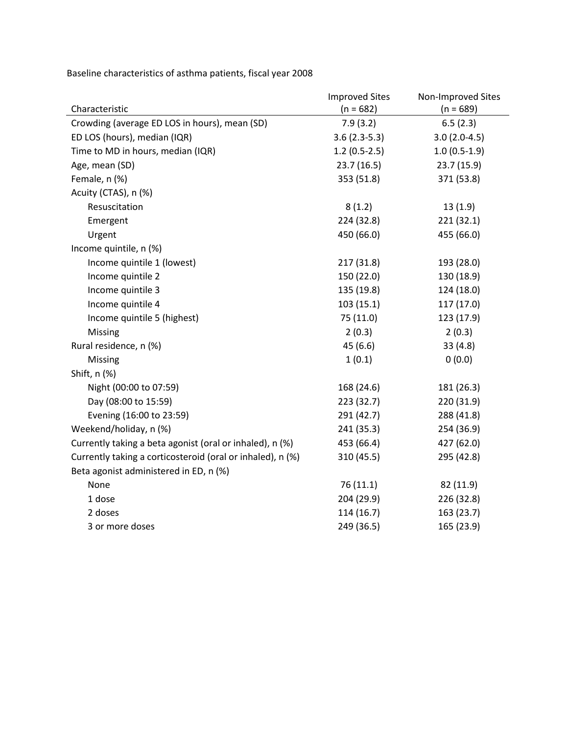Baseline characteristics of asthma patients, fiscal year 2008

| Characteristic | Improved Sites (n = 682) | Non-Improved Sites (n = 689) |
|---|---|---|
| Crowding (average ED LOS in hours), mean (SD) | 7.9 (3.2) | 6.5 (2.3) |
| ED LOS (hours), median (IQR) | 3.6 (2.3-5.3) | 3.0 (2.0-4.5) |
| Time to MD in hours, median (IQR) | 1.2 (0.5-2.5) | 1.0 (0.5-1.9) |
| Age, mean (SD) | 23.7 (16.5) | 23.7 (15.9) |
| Female, n (%) | 353 (51.8) | 371 (53.8) |
| Acuity (CTAS), n (%) | | |
| Resuscitation | 8 (1.2) | 13 (1.9) |
| Emergent | 224 (32.8) | 221 (32.1) |
| Urgent | 450 (66.0) | 455 (66.0) |
| Income quintile, n (%) | | |
| Income quintile 1 (lowest) | 217 (31.8) | 193 (28.0) |
| Income quintile 2 | 150 (22.0) | 130 (18.9) |
| Income quintile 3 | 135 (19.8) | 124 (18.0) |
| Income quintile 4 | 103 (15.1) | 117 (17.0) |
| Income quintile 5 (highest) | 75 (11.0) | 123 (17.9) |
| Missing | 2 (0.3) | 2 (0.3) |
| Rural residence, n (%) | 45 (6.6) | 33 (4.8) |
| Missing | 1 (0.1) | 0 (0.0) |
| Shift, n (%) | | |
| Night (00:00 to 07:59) | 168 (24.6) | 181 (26.3) |
| Day (08:00 to 15:59) | 223 (32.7) | 220 (31.9) |
| Evening (16:00 to 23:59) | 291 (42.7) | 288 (41.8) |
| Weekend/holiday, n (%) | 241 (35.3) | 254 (36.9) |
| Currently taking a beta agonist (oral or inhaled), n (%) | 453 (66.4) | 427 (62.0) |
| Currently taking a corticosteroid (oral or inhaled), n (%) | 310 (45.5) | 295 (42.8) |
| Beta agonist administered in ED, n (%) | | |
| None | 76 (11.1) | 82 (11.9) |
| 1 dose | 204 (29.9) | 226 (32.8) |
| 2 doses | 114 (16.7) | 163 (23.7) |
| 3 or more doses | 249 (36.5) | 165 (23.9) |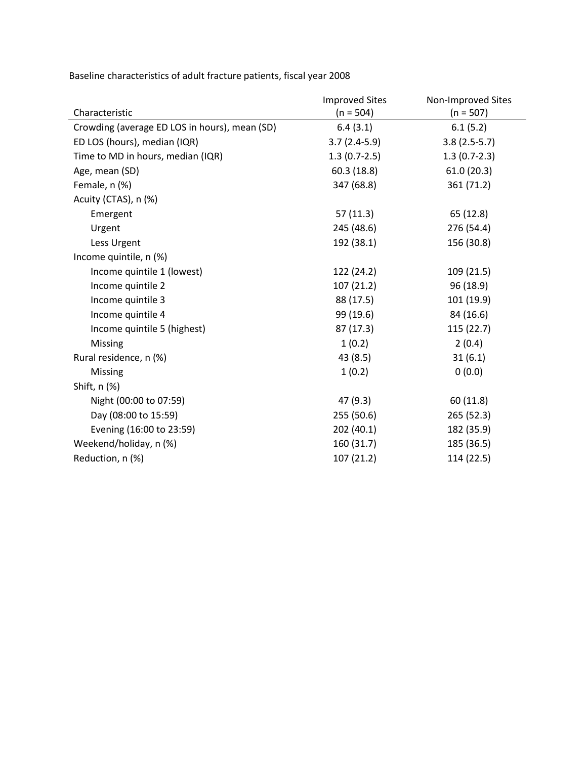Baseline characteristics of adult fracture patients, fiscal year 2008

| Characteristic | Improved Sites (n = 504) | Non-Improved Sites (n = 507) |
|---|---|---|
| Crowding (average ED LOS in hours), mean (SD) | 6.4 (3.1) | 6.1 (5.2) |
| ED LOS (hours), median (IQR) | 3.7 (2.4-5.9) | 3.8 (2.5-5.7) |
| Time to MD in hours, median (IQR) | 1.3 (0.7-2.5) | 1.3 (0.7-2.3) |
| Age, mean (SD) | 60.3 (18.8) | 61.0 (20.3) |
| Female, n (%) | 347 (68.8) | 361 (71.2) |
| Acuity (CTAS), n (%) | | |
| Emergent | 57 (11.3) | 65 (12.8) |
| Urgent | 245 (48.6) | 276 (54.4) |
| Less Urgent | 192 (38.1) | 156 (30.8) |
| Income quintile, n (%) | | |
| Income quintile 1 (lowest) | 122 (24.2) | 109 (21.5) |
| Income quintile 2 | 107 (21.2) | 96 (18.9) |
| Income quintile 3 | 88 (17.5) | 101 (19.9) |
| Income quintile 4 | 99 (19.6) | 84 (16.6) |
| Income quintile 5 (highest) | 87 (17.3) | 115 (22.7) |
| Missing | 1 (0.2) | 2 (0.4) |
| Rural residence, n (%) | 43 (8.5) | 31 (6.1) |
| Missing | 1 (0.2) | 0 (0.0) |
| Shift, n (%) | | |
| Night (00:00 to 07:59) | 47 (9.3) | 60 (11.8) |
| Day (08:00 to 15:59) | 255 (50.6) | 265 (52.3) |
| Evening (16:00 to 23:59) | 202 (40.1) | 182 (35.9) |
| Weekend/holiday, n (%) | 160 (31.7) | 185 (36.5) |
| Reduction, n (%) | 107 (21.2) | 114 (22.5) |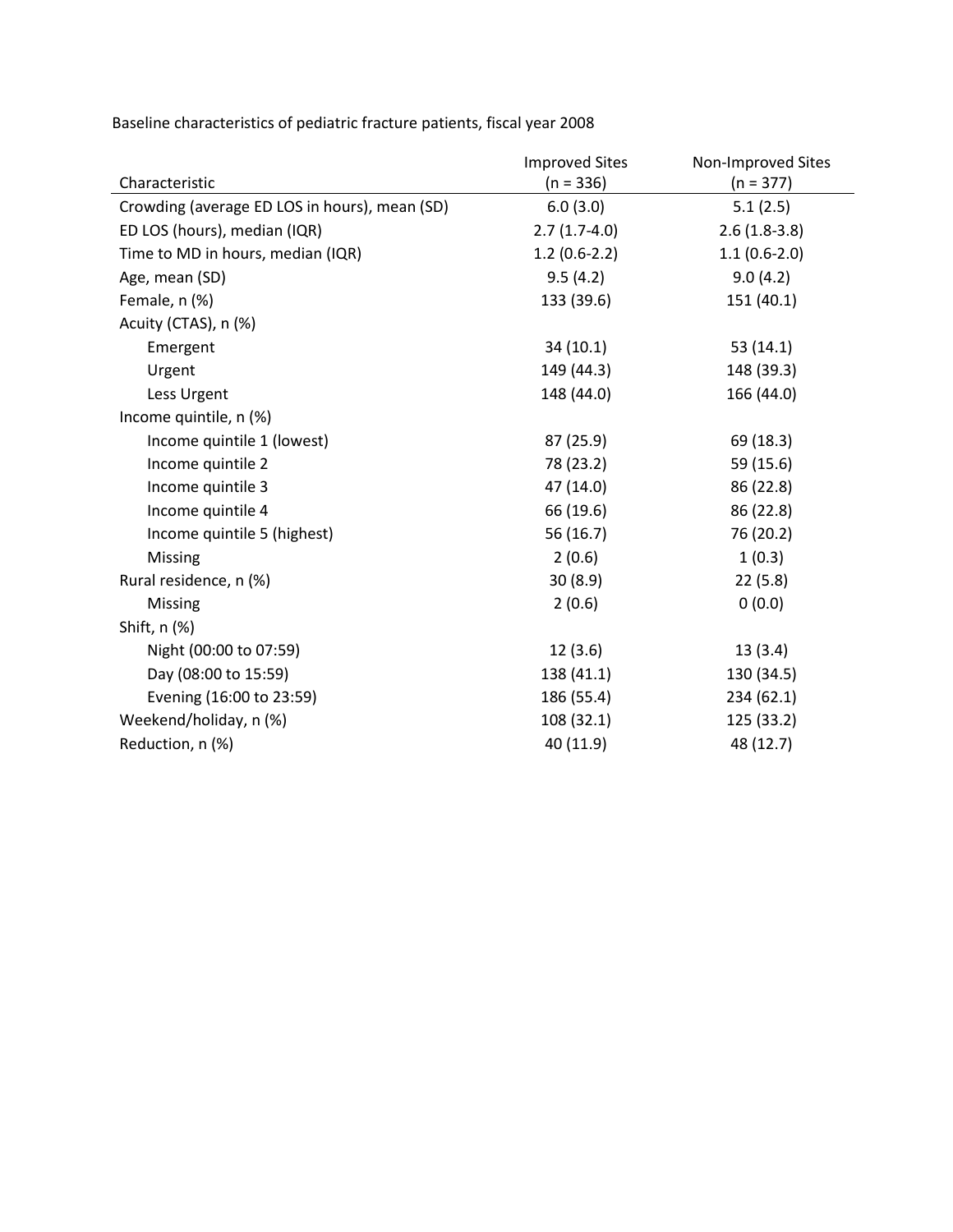Baseline characteristics of pediatric fracture patients, fiscal year 2008

| Characteristic | Improved Sites (n = 336) | Non-Improved Sites (n = 377) |
|---|---|---|
| Crowding (average ED LOS in hours), mean (SD) | 6.0 (3.0) | 5.1 (2.5) |
| ED LOS (hours), median (IQR) | 2.7 (1.7-4.0) | 2.6 (1.8-3.8) |
| Time to MD in hours, median (IQR) | 1.2 (0.6-2.2) | 1.1 (0.6-2.0) |
| Age, mean (SD) | 9.5 (4.2) | 9.0 (4.2) |
| Female, n (%) | 133 (39.6) | 151 (40.1) |
| Acuity (CTAS), n (%) | | |
| Emergent | 34 (10.1) | 53 (14.1) |
| Urgent | 149 (44.3) | 148 (39.3) |
| Less Urgent | 148 (44.0) | 166 (44.0) |
| Income quintile, n (%) | | |
| Income quintile 1 (lowest) | 87 (25.9) | 69 (18.3) |
| Income quintile 2 | 78 (23.2) | 59 (15.6) |
| Income quintile 3 | 47 (14.0) | 86 (22.8) |
| Income quintile 4 | 66 (19.6) | 86 (22.8) |
| Income quintile 5 (highest) | 56 (16.7) | 76 (20.2) |
| Missing | 2 (0.6) | 1 (0.3) |
| Rural residence, n (%) | 30 (8.9) | 22 (5.8) |
| Missing | 2 (0.6) | 0 (0.0) |
| Shift, n (%) | | |
| Night (00:00 to 07:59) | 12 (3.6) | 13 (3.4) |
| Day (08:00 to 15:59) | 138 (41.1) | 130 (34.5) |
| Evening (16:00 to 23:59) | 186 (55.4) | 234 (62.1) |
| Weekend/holiday, n (%) | 108 (32.1) | 125 (33.2) |
| Reduction, n (%) | 40 (11.9) | 48 (12.7) |